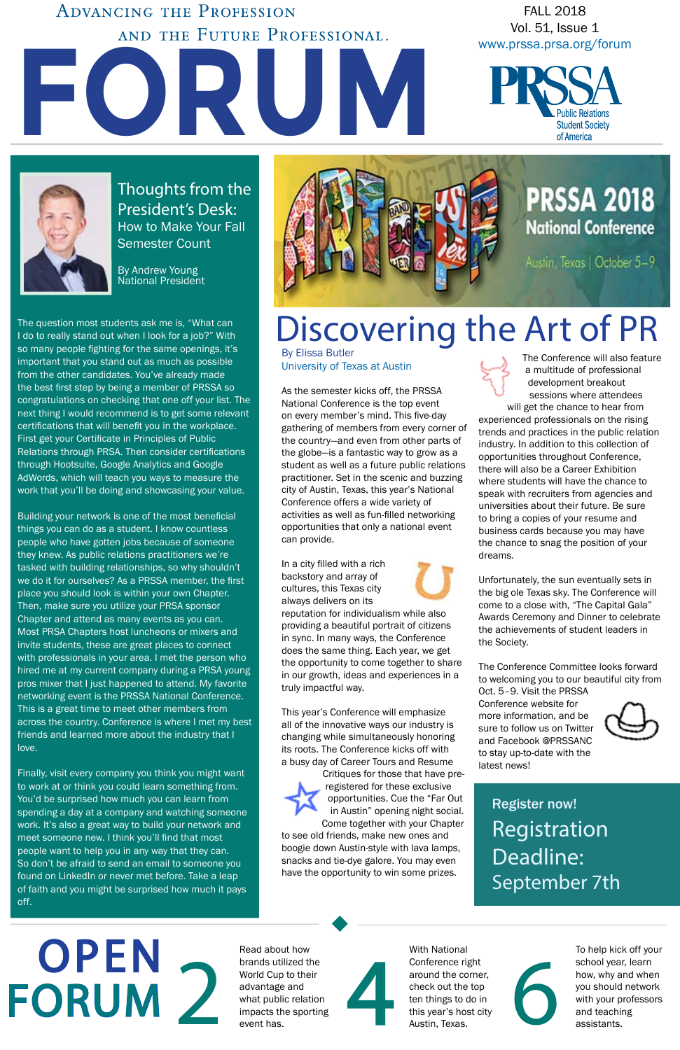# FORUM

Advancing the Profession and the Future Professional.

FALL 2018
Vol. 51, Issue 1
www.prssa.prsa.org/forum

PRSSA Public Relations Student Society of America

## Thoughts from the President's Desk: How to Make Your Fall Semester Count

By Andrew Young
National President

The question most students ask me is, "What can I do to really stand out when I look for a job?" With so many people fighting for the same openings, it's important that you stand out as much as possible from the other candidates. You've already made the best first step by being a member of PRSSA so congratulations on checking that one off your list. The next thing I would recommend is to get some relevant certifications that will benefit you in the workplace. First get your Certificate in Principles of Public Relations through PRSA. Then consider certifications through Hootsuite, Google Analytics and Google AdWords, which will teach you ways to measure the work that you'll be doing and showcasing your value.

Building your network is one of the most beneficial things you can do as a student. I know countless people who have gotten jobs because of someone they knew. As public relations practitioners we're tasked with building relationships, so why shouldn't we do it for ourselves? As a PRSSA member, the first place you should look is within your own Chapter. Then, make sure you utilize your PRSA sponsor Chapter and attend as many events as you can. Most PRSA Chapters host luncheons or mixers and invite students, these are great places to connect with professionals in your area. I met the person who hired me at my current company during a PRSA young pros mixer that I just happened to attend. My favorite networking event is the PRSSA National Conference. This is a great time to meet other members from across the country. Conference is where I met my best friends and learned more about the industry that I love.

Finally, visit every company you think you might want to work at or think you could learn something from. You'd be surprised how much you can learn from spending a day at a company and watching someone work. It's also a great way to build your network and meet someone new. I think you'll find that most people want to help you in any way that they can. So don't be afraid to send an email to someone you found on LinkedIn or never met before. Take a leap of faith and you might be surprised how much it pays off.

PRSSA 2018 National Conference
Austin, Texas | October 5–9

## Discovering the Art of PR

By Elissa Butler
University of Texas at Austin

As the semester kicks off, the PRSSA National Conference is the top event on every member's mind. This five-day gathering of members from every corner of the country—and even from other parts of the globe—is a fantastic way to grow as a student as well as a future public relations practitioner. Set in the scenic and buzzing city of Austin, Texas, this year's National Conference offers a wide variety of activities as well as fun-filled networking opportunities that only a national event can provide.

In a city filled with a rich backstory and array of cultures, this Texas city always delivers on its reputation for individualism while also providing a beautiful portrait of citizens in sync. In many ways, the Conference does the same thing. Each year, we get the opportunity to come together to share in our growth, ideas and experiences in a truly impactful way.

This year's Conference will emphasize all of the innovative ways our industry is changing while simultaneously honoring its roots. The Conference kicks off with a busy day of Career Tours and Resume Critiques for those that have pre-registered for these exclusive opportunities. Cue the "Far Out in Austin" opening night social. Come together with your Chapter to see old friends, make new ones and boogie down Austin-style with lava lamps, snacks and tie-dye galore. You may even have the opportunity to win some prizes.

The Conference will also feature a multitude of professional development breakout sessions where attendees will get the chance to hear from experienced professionals on the rising trends and practices in the public relation industry. In addition to this collection of opportunities throughout Conference, there will also be a Career Exhibition where students will have the chance to speak with recruiters from agencies and universities about their future. Be sure to bring a copies of your resume and business cards because you may have the chance to snag the position of your dreams.

Unfortunately, the sun eventually sets in the big ole Texas sky. The Conference will come to a close with, "The Capital Gala" Awards Ceremony and Dinner to celebrate the achievements of student leaders in the Society.

The Conference Committee looks forward to welcoming you to our beautiful city from Oct. 5–9. Visit the PRSSA Conference website for more information, and be sure to follow us on Twitter and Facebook @PRSSANC to stay up-to-date with the latest news!

**Register now!**

**Registration Deadline: September 7th**

## OPEN FORUM

**2** Read about how brands utilized the World Cup to their advantage and what public relation impacts the sporting event has.

**4** With National Conference right around the corner, check out the top ten things to do in this year's host city Austin, Texas.

**6** To help kick off your school year, learn how, why and when you should network with your professors and teaching assistants.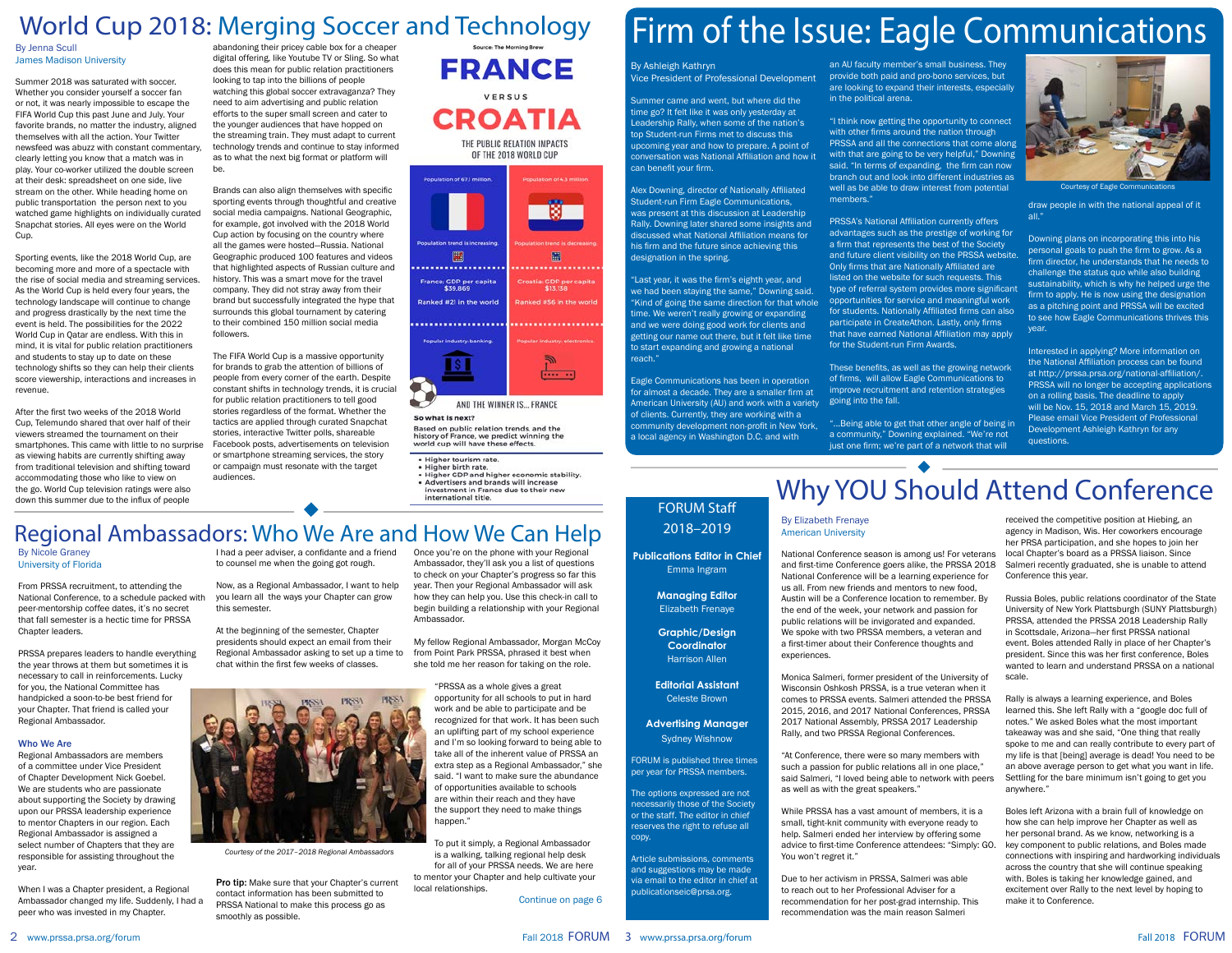# World Cup 2018: Merging Soccer and Technology

By Jenna Scull
James Madison University

Summer 2018 was saturated with soccer. Whether you consider yourself a soccer fan or not, it was nearly impossible to escape the FIFA World Cup this past June and July. Your favorite brands, no matter the industry, aligned themselves with all the action. Your Twitter newsfeed was abuzz with constant commentary, clearly letting you know that a match was in play. Your co-worker utilized the double screen at their desk: spreadsheet on one side, live stream on the other. While heading home on public transportation the person next to you watched game highlights on individually curated Snapchat stories. All eyes were on the World Cup.

Sporting events, like the 2018 World Cup, are becoming more and more of a spectacle with the rise of social media and streaming services. As the World Cup is held every four years, the technology landscape will continue to change and progress drastically by the next time the event is held. The possibilities for the 2022 World Cup in Qatar are endless. With this in mind, it is vital for public relation practitioners and students to stay up to date on these technology shifts so they can help their clients score viewership, interactions and increases in revenue.

After the first two weeks of the 2018 World Cup, Telemundo shared that over half of their viewers streamed the tournament on their smartphones. This came with little to no surprise as viewing habits are currently shifting away from traditional television and shifting toward accommodating those who like to view on the go. World Cup television ratings were also down this summer due to the influx of people abandoning their pricey cable box for a cheaper digital offering, like Youtube TV or Sling. So what does this mean for public relation practitioners looking to tap into the billions of people watching this global soccer extravaganza? They need to aim advertising and public relation efforts to the super small screen and cater to the younger audiences that have hopped on the streaming train. They must adapt to current technology trends and continue to stay informed as to what the next big format or platform will be.

Brands can also align themselves with specific sporting events through thoughtful and creative social media campaigns. National Geographic, for example, got involved with the 2018 World Cup action by focusing on the country where all the games were hosted—Russia. National Geographic produced 100 features and videos that highlighted aspects of Russian culture and history. This was a smart move for the travel company. They did not stray away from their brand but successfully integrated the hype that surrounds this global tournament by catering to their combined 150 million social media followers.

The FIFA World Cup is a massive opportunity for brands to grab the attention of billions of people from every corner of the earth. Despite constant shifts in technology trends, it is crucial for public relation practitioners to tell good stories regardless of the format. Whether the tactics are applied through curated Snapchat stories, interactive Twitter polls, shareable Facebook posts, advertisements on television or smartphone streaming services, the story or campaign must resonate with the target audiences.

Source: The Morning Brew

**FRANCE VERSUS CROATIA**

THE PUBLIC RELATION IMPACTS OF THE 2018 WORLD CUP

| France | Croatia |
| --- | --- |
| Population of 67.1 million. | Population of 4.1 million. |
| Population trend is increasing. | Population trend is decreasing. |
| France: GDP per capita $39,869 | Croatia: GDP per capita $13,138 |
| Ranked #21 in the world | Ranked #56 in the world |
| Popular industry: banking. | Popular industry: electronics. |

AND THE WINNER IS... FRANCE

**So what is next?**

Based on public relation trends and the history of France, we predict winning the world cup will have these effects.

- Higher tourism rate.
- Higher birth rate.
- Higher GDP and higher economic stability.
- Advertisers and brands will increase investment in France due to their new international title.

# Regional Ambassadors: Who We Are and How We Can Help

By Nicole Graney
University of Florida

From PRSSA recruitment, to attending the National Conference, to a schedule packed with peer-mentorship coffee dates, it's no secret that fall semester is a hectic time for PRSSA Chapter leaders.

PRSSA prepares leaders to handle everything the year throws at them but sometimes it is necessary to call in reinforcements. Lucky for you, the National Committee has handpicked a soon-to-be best friend for your Chapter. That friend is called your Regional Ambassador.

## Who We Are

Regional Ambassadors are members of a committee under Vice President of Chapter Development Nick Goebel. We are students who are passionate about supporting the Society by drawing upon our PRSSA leadership experience to mentor Chapters in our region. Each Regional Ambassador is assigned a select number of Chapters that they are responsible for assisting throughout the year.

When I was a Chapter president, a Regional Ambassador changed my life. Suddenly, I had a peer who was invested in my Chapter. I had a peer adviser, a confidante and a friend to counsel me when the going got rough.

Now, as a Regional Ambassador, I want to help you learn all the ways your Chapter can grow this semester.

At the beginning of the semester, Chapter presidents should expect an email from their Regional Ambassador asking to set up a time to chat within the first few weeks of classes.

Courtesy of the 2017–2018 Regional Ambassadors

**Pro tip:** Make sure that your Chapter's current contact information has been submitted to PRSSA National to make this process go as smoothly as possible.

Once you're on the phone with your Regional Ambassador, they'll ask you a list of questions to check on your Chapter's progress so far this year. Then your Regional Ambassador will ask how they can help you. Use this check-in call to begin building a relationship with your Regional Ambassador.

My fellow Regional Ambassador, Morgan McCoy from Point Park PRSSA, phrased it best when she told me her reason for taking on the role.

"PRSSA as a whole gives a great opportunity for all schools to put in hard work and be able to participate and be recognized for that work. It has been such an uplifting part of my school experience and I'm so looking forward to being able to take all of the inherent value of PRSSA an extra step as a Regional Ambassador," she said. "I want to make sure the abundance of opportunities available to schools are within their reach and they have the support they need to make things happen."

To put it simply, a Regional Ambassador is a walking, talking regional help desk for all of your PRSSA needs. We are here to mentor your Chapter and help cultivate your local relationships.

Continue on page 6

# Firm of the Issue: Eagle Communications

By Ashleigh Kathryn
Vice President of Professional Development

Summer came and went, but where did the time go? It felt like it was only yesterday at Leadership Rally, when some of the nation's top Student-run Firms met to discuss this upcoming year and how to prepare. A point of conversation was National Affiliation and how it can benefit your firm.

Alex Downing, director of Nationally Affiliated Student-run Firm Eagle Communications, was present at this discussion at Leadership Rally. Downing later shared some insights and discussed what National Affiliation means for his firm and the future since achieving this designation in the spring.

"Last year, it was the firm's eighth year, and we had been staying the same," Downing said. "Kind of going the same direction for that whole time. We weren't really growing or expanding and we were doing good work for clients and getting our name out there, but it felt like time to start expanding and growing a national reach."

Eagle Communications has been in operation for almost a decade. They are a smaller firm at American University (AU) and work with a variety of clients. Currently, they are working with a community development non-profit in New York, a local agency in Washington D.C. and with an AU faculty member's small business. They provide both paid and pro-bono services, but are looking to expand their interests, especially in the political arena.

"I think now getting the opportunity to connect with other firms around the nation through PRSSA and all the connections that come along with that are going to be very helpful," Downing said. "In terms of expanding, the firm can now branch out and look into different industries as well as be able to draw interest from potential members."

PRSSA's National Affiliation currently offers advantages such as the prestige of working for a firm that represents the best of the Society and future client visibility on the PRSSA website. Only firms that are Nationally Affiliated are listed on the website for such requests. This type of referral system provides more significant opportunities for service and meaningful work for students. Nationally Affiliated firms can also participate in CreateAthon. Lastly, only firms that have earned National Affiliation may apply for the Student-run Firm Awards.

These benefits, as well as the growing network of firms, will allow Eagle Communications to improve recruitment and retention strategies going into the fall.

"...Being able to get that other angle of being in a community," Downing explained. "We're not just one firm; we're part of a network that will draw people in with the national appeal of it all."

Courtesy of Eagle Communications

Downing plans on incorporating this into his personal goals to push the firm to grow. As a firm director, he understands that he needs to challenge the status quo while also building sustainability, which is why he helped urge the firm to apply. He is now using the designation as a pitching point and PRSSA will be excited to see how Eagle Communications thrives this year.

Interested in applying? More information on the National Affiliation process can be found at http://prssa.prsa.org/national-affiliation/. PRSSA will no longer be accepting applications on a rolling basis. The deadline to apply will be Nov. 15, 2018 and March 15, 2019. Please email Vice President of Professional Development Ashleigh Kathryn for any questions.

## FORUM Staff 2018–2019

**Publications Editor in Chief**
Emma Ingram

**Managing Editor**
Elizabeth Frenaye

**Graphic/Design Coordinator**
Harrison Allen

**Editorial Assistant**
Celeste Brown

**Advertising Manager**
Sydney Wishnow

FORUM is published three times per year for PRSSA members.

The options expressed are not necessarily those of the Society or the staff. The editor in chief reserves the right to refuse all copy.

Article submissions, comments and suggestions may be made via email to the editor in chief at publicationseic@prsa.org.

# Why YOU Should Attend Conference

By Elizabeth Frenaye
American University

National Conference season is among us! For veterans and first-time Conference goers alike, the PRSSA 2018 National Conference will be a learning experience for us all. From new friends and mentors to new food, Austin will be a Conference location to remember. By the end of the week, your network and passion for public relations will be invigorated and expanded. We spoke with two PRSSA members, a veteran and a first-timer about their Conference thoughts and experiences.

Monica Salmeri, former president of the University of Wisconsin Oshkosh PRSSA, is a true veteran when it comes to PRSSA events. Salmeri attended the PRSSA 2015, 2016, and 2017 National Conferences, PRSSA 2017 National Assembly, PRSSA 2017 Leadership Rally, and two PRSSA Regional Conferences.

"At Conference, there were so many members with such a passion for public relations all in one place," said Salmeri, "I loved being able to network with peers as well as with the great speakers."

While PRSSA has a vast amount of members, it is a small, tight-knit community with everyone ready to help. Salmeri ended her interview by offering some advice to first-time Conference attendees: "Simply: GO. You won't regret it."

Due to her activism in PRSSA, Salmeri was able to reach out to her Professional Adviser for a recommendation for her post-grad internship. This recommendation was the main reason Salmeri received the competitive position at Hiebing, an agency in Madison, Wis. Her coworkers encourage her PRSA participation, and she hopes to join her local Chapter's board as a PRSSA liaison. Since Salmeri recently graduated, she is unable to attend Conference this year.

Russia Boles, public relations coordinator of the State University of New York Plattsburgh (SUNY Plattsburgh) PRSSA, attended the PRSSA 2018 Leadership Rally in Scottsdale, Arizona—her first PRSSA national event. Boles attended Rally in place of her Chapter's president. Since this was her first conference, Boles wanted to learn and understand PRSSA on a national scale.

Rally is always a learning experience, and Boles learned this. She left Rally with a "google doc full of notes." We asked Boles what the most important takeaway was and she said, "One thing that really spoke to me and can really contribute to every part of my life is that [being] average is dead! You need to be an above average person to get what you want in life. Settling for the bare minimum isn't going to get you anywhere."

Boles left Arizona with a brain full of knowledge on how she can help improve her Chapter as well as her personal brand. As we know, networking is a key component to public relations, and Boles made connections with inspiring and hardworking individuals across the country that she will continue speaking with. Boles is taking her knowledge gained, and excitement over Rally to the next level by hoping to make it to Conference.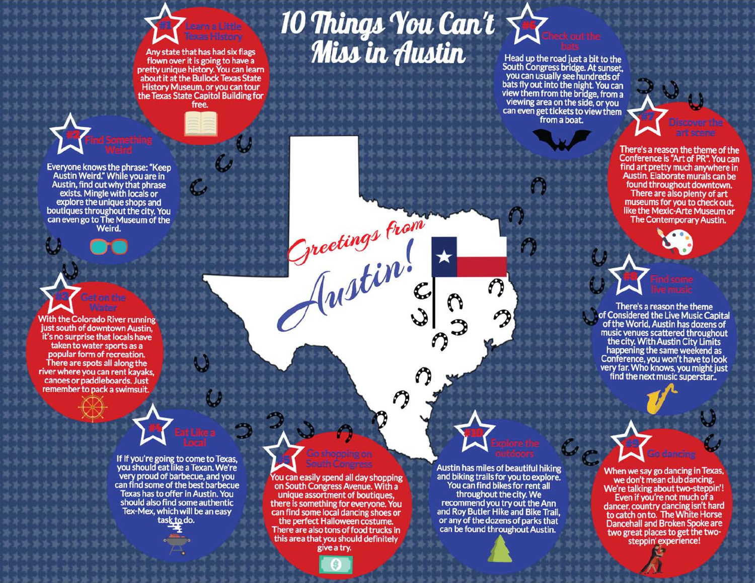# 10 Things You Can't Miss in Austin

Greetings from Austin!

## #1 Learn a Little Texas History

Any state that has had six flags flown over it is going to have a pretty unique history. You can learn about it at the Bullock Texas State History Museum, or you can tour the Texas State Capitol Building for free.

## #2 Find Something Weird

Everyone knows the phrase: "Keep Austin Weird." While you are in Austin, find out why that phrase exists. Mingle with locals or explore the unique shops and boutiques throughout the city. You can even go to The Museum of the Weird.

## #3 Get on the Water

With the Colorado River running just south of downtown Austin, it's no surprise that locals have taken to water sports as a popular form of recreation. There are spots all along the river where you can rent kayaks, canoes or paddleboards. Just remember to pack a swimsuit.

## #4 Eat Like a Local

If If you're going to come to Texas, you should eat like a Texan. We're very proud of barbecue, and you can find some of the best barbecue Texas has to offer in Austin. You should also find some authentic Tex-Mex, which will be an easy task to do.

## #5 Go shopping on South Congress

You can easily spend all day shopping on South Congress Avenue. With a unique assortment of boutiques, there is something for everyone. You can find some local dancing shoes or the perfect Halloween costume. There are also tons of food trucks in this area that you should definitely give a try.

## #6 Check out the bats

Head up the road just a bit to the South Congress bridge. At sunset, you can usually see hundreds of bats fly out into the night. You can view them from the bridge, from a viewing area on the side, or you can even get tickets to view them from a boat.

## #7 Discover the art scene

There's a reason the theme of the Conference is "Art of PR". You can find art pretty much anywhere in Austin. Elaborate murals can be found throughout downtown. There are also plenty of art museums for you to check out, like the Mexic-Arte Museum or The Contemporary Austin.

## #8 Find some live music

There's a reason the theme of Considered the Live Music Capital of the World, Austin has dozens of music venues scattered throughout the city. With Austin City Limits happening the same weekend as Conference, you won't have to look very far. Who knows, you might just find the next music superstar..

## #9 Go dancing

When we say go dancing in Texas, we don't mean club dancing. We're talking about two-steppin'! Even if you're not much of a dancer, country dancing isn't hard to catch on to. The White Horse Dancehall and Broken Spoke are two great places to get the two-steppin' experience!

## #10 Explore the outdoors

Austin has miles of beautiful hiking and biking trails for you to explore. You can find bikes for rent all throughout the city. We recommend you try out the Ann and Roy Butler Hike and Bike Trail, or any of the dozens of parks that can be found throughout Austin.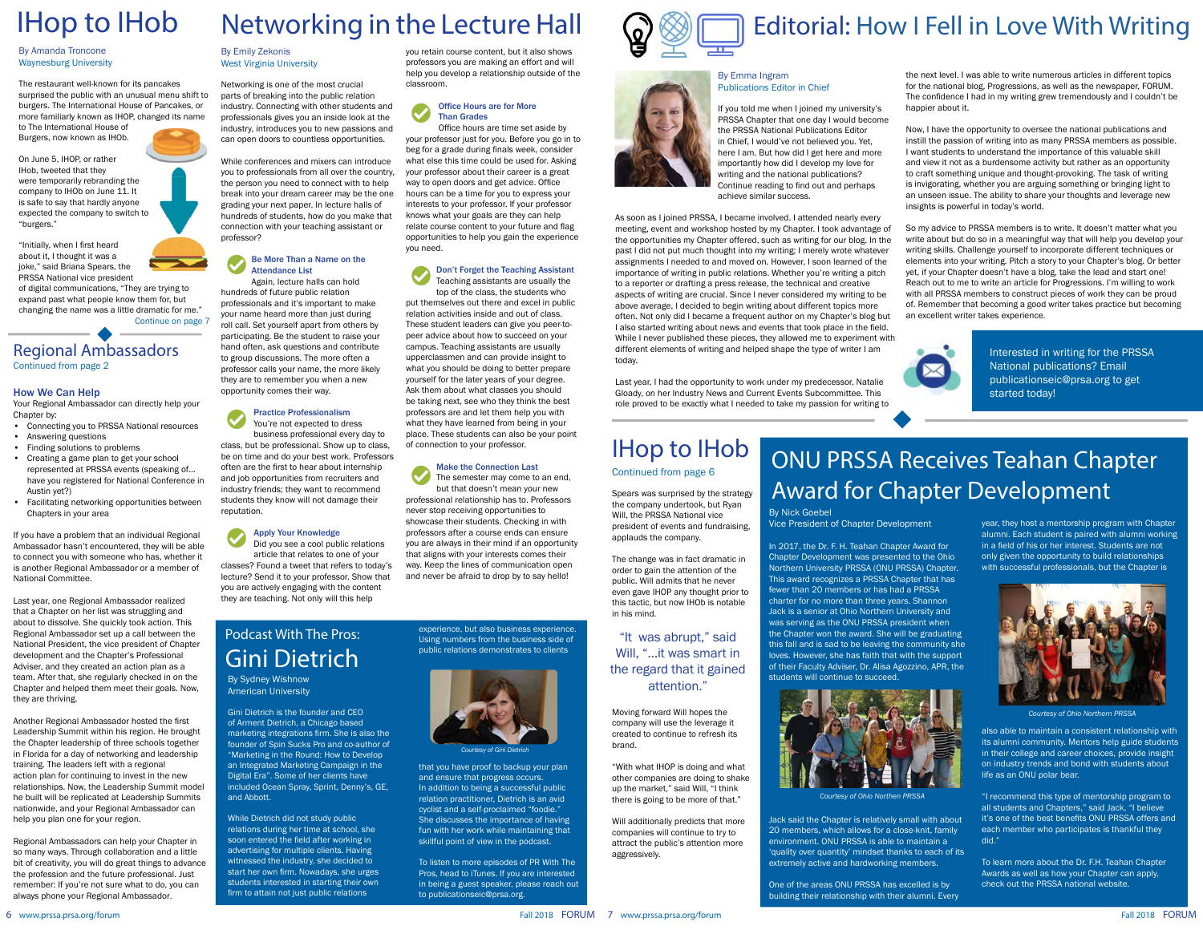# IHop to IHob

By Amanda Troncone
Waynesburg University

The restaurant well-known for its pancakes surprised the public with an unusual menu shift to burgers. The International House of Pancakes, or more familiarly known as IHOP, changed its name to The International House of Burgers, now known as IHOb.

On June 5, IHOP, or rather IHob, tweeted that they were temporarily rebranding the company to IHOb on June 11. It is safe to say that hardly anyone expected the company to switch to "burgers."

"Initially, when I first heard about it, I thought it was a joke," said Briana Spears, the PRSSA National vice president of digital communications, "They are trying to expand past what people know them for, but changing the name was a little dramatic for me."

Continue on page 7

## Regional Ambassadors

Continued from page 2

### How We Can Help

Your Regional Ambassador can directly help your Chapter by:

- Connecting you to PRSSA National resources
- Answering questions
- Finding solutions to problems
- Creating a game plan to get your school represented at PRSSA events (speaking of... have you registered for National Conference in Austin yet?)
- Facilitating networking opportunities between Chapters in your area

If you have a problem that an individual Regional Ambassador hasn't encountered, they will be able to connect you with someone who has, whether it is another Regional Ambassador or a member of National Committee.

Last year, one Regional Ambassador realized that a Chapter on her list was struggling and about to dissolve. She quickly took action. This Regional Ambassador set up a call between the National President, the vice president of Chapter development and the Chapter's Professional Adviser, and they created an action plan as a team. After that, she regularly checked in on the Chapter and helped them meet their goals. Now, they are thriving.

Another Regional Ambassador hosted the first Leadership Summit within his region. He brought the Chapter leadership of three schools together in Florida for a day of networking and leadership training. The leaders left with a regional action plan for continuing to invest in the new relationships. Now, the Leadership Summit model he built will be replicated at Leadership Summits nationwide, and your Regional Ambassador can help you plan one for your region.

Regional Ambassadors can help your Chapter in so many ways. Through collaboration and a little bit of creativity, you will do great things to advance the profession and the future professional. Just remember: If you're not sure what to do, you can always phone your Regional Ambassador.

# Networking in the Lecture Hall

By Emily Zekonis
West Virginia University

Networking is one of the most crucial parts of breaking into the public relation industry. Connecting with other students and professionals gives you an inside look at the industry, introduces you to new passions and can open doors to countless opportunities.

While conferences and mixers can introduce you to professionals from all over the country, the person you need to connect with to help break into your dream career may be the one grading your next paper. In lecture halls of hundreds of students, how do you make that connection with your teaching assistant or professor?

### Be More Than a Name on the Attendance List

Again, lecture halls can hold hundreds of future public relation professionals and it's important to make your name heard more than just during roll call. Set yourself apart from others by participating. Be the student to raise your hand often, ask questions and contribute to group discussions. The more often a professor calls your name, the more likely they are to remember you when a new opportunity comes their way.

### Practice Professionalism

You're not expected to dress business professional every day to class, but be professional. Show up to class, be on time and do your best work. Professors often are the first to hear about internship and job opportunities from recruiters and industry friends; they want to recommend students they know will not damage their reputation.

### Apply Your Knowledge

Did you see a cool public relations article that relates to one of your classes? Found a tweet that refers to today's lecture? Send it to your professor. Show that you are actively engaging with the content they are teaching. Not only will this help you retain course content, but it also shows professors you are making an effort and will help you develop a relationship outside of the classroom.

### Office Hours are for More Than Grades

Office hours are time set aside by your professor just for you. Before you go in to beg for a grade during finals week, consider what else this time could be used for. Asking your professor about their career is a great way to open doors and get advice. Office hours can be a time for you to express your interests to your professor. If your professor knows what your goals are they can help relate course content to your future and flag opportunities to help you gain the experience you need.

### Don't Forget the Teaching Assistant

Teaching assistants are usually the top of the class, the students who put themselves out there and excel in public relation activities inside and out of class. These student leaders can give you peer-to-peer advice about how to succeed on your campus. Teaching assistants are usually upperclassmen and can provide insight to what you should be doing to better prepare yourself for the later years of your degree. Ask them about what classes you should be taking next, see who they think the best professors are and let them help you with what they have learned from being in your place. These students can also be your point of connection to your professor.

### Make the Connection Last

The semester may come to an end, but that doesn't mean your new professional relationship has to. Professors never stop receiving opportunities to showcase their students. Checking in with professors after a course ends can ensure you are always in their mind if an opportunity that aligns with your interests come their way. Keep the lines of communication open and never be afraid to drop by to say hello!

## Podcast With The Pros: Gini Dietrich

By Sydney Wishnow
American University

Gini Dietrich is the founder and CEO of Arment Dietrich, a Chicago based marketing integrations firm. She is also the founder of Spin Sucks Pro and co-author of "Marketing in the Round: How to Develop an Integrated Marketing Campaign in the Digital Era". Some of her clients have included Ocean Spray, Sprint, Denny's, GE, and Abbott.

While Dietrich did not study public relations during her time at school, she soon entered the field after working in advertising for multiple clients. Having witnessed the industry, she decided to start her own firm. Nowadays, she urges students interested in starting their own firm to attain not just public relations experience, but also business experience. Using numbers from the business side of public relations demonstrates to clients

*Courtesy of Gini Dietrich*

that you have proof to backup your plan and ensure that progress occurs. In addition to being a successful public relation practitioner, Dietrich is an avid cyclist and a self-proclaimed "foodie." She discusses the importance of having fun with her work while maintaining that skillful point of view in the podcast.

To listen to more episodes of PR With The Pros, head to iTunes. If you are interested in being a guest speaker, please reach out to publicationseic@prsa.org.

# Editorial: How I Fell in Love With Writing

By Emma Ingram
Publications Editor in Chief

If you told me when I joined my university's PRSSA Chapter that one day I would become the PRSSA National Publications Editor in Chief, I wouldn't have believed you. Yet, here I am. But how did I get here and more importantly how did I develop my love for writing and the national publications? Continue reading to find out and perhaps achieve similar success.

As soon as I joined PRSSA, I became involved. I attended nearly every meeting, event and workshop hosted by my Chapter. I took advantage of the opportunities my Chapter offered, such as writing for our blog. In the past I did not put much thought into my writing; I merely wrote whatever assignments I needed to and moved on. However, I soon learned of the importance of writing in public relations. Whether you're writing a pitch to a reporter or drafting a press release, the technical and creative aspects of writing are crucial. Since I never considered my writing to be above average, I decided to begin writing about different topics more often. Not only did I become a frequent author on my Chapter's blog but I also started writing about news and events that took place in the field. While I never published these pieces, they allowed me to experiment with different elements of writing and helped shape the type of writer I am today.

Last year, I had the opportunity to work under my predecessor, Natalie Gloady, on her Industry News and Current Events Subcommittee. This role proved to be exactly what I needed to take my passion for writing to the next level. I was able to write numerous articles in different topics for the national blog, Progressions, as well as the newspaper, FORUM. The confidence I had in my writing grew tremendously and I couldn't be happier about it.

Now, I have the opportunity to oversee the national publications and instill the passion of writing into as many PRSSA members as possible. I want students to understand the importance of this valuable skill and view it not as a burdensome activity but rather as an opportunity to craft something unique and thought-provoking. The task of writing is invigorating, whether you are arguing something or bringing light to an unseen issue. The ability to share your thoughts and leverage new insights is powerful in today's world.

So my advice to PRSSA members is to write. It doesn't matter what you write about but do so in a meaningful way that will help you develop your writing skills. Challenge yourself to incorporate different techniques or elements into your writing. Pitch a story to your Chapter's blog. Or better yet, if your Chapter doesn't have a blog, take the lead and start one! Reach out to me to write an article for Progressions. I'm willing to work with all PRSSA members to construct pieces of work they can be proud of. Remember that becoming a good writer takes practice but becoming an excellent writer takes experience.

Interested in writing for the PRSSA National publications? Email publicationseic@prsa.org to get started today!

## IHop to IHob

Continued from page 6

Spears was surprised by the strategy the company undertook, but Ryan Will, the PRSSA National vice president of events and fundraising, applauds the company.

The change was in fact dramatic in order to gain the attention of the public. Will admits that he never even gave IHOP any thought prior to this tactic, but now IHOb is notable in his mind.

> "It was abrupt," said Will, "...it was smart in the regard that it gained attention."

Moving forward Will hopes the company will use the leverage it created to continue to refresh its brand.

"With what IHOP is doing and what other companies are doing to shake up the market," said Will, "I think there is going to be more of that."

Will additionally predicts that more companies will continue to try to attract the public's attention more aggressively.

## ONU PRSSA Receives Teahan Chapter Award for Chapter Development

By Nick Goebel
Vice President of Chapter Development

In 2017, the Dr. F. H. Teahan Chapter Award for Chapter Development was presented to the Ohio Northern University PRSSA (ONU PRSSA) Chapter. This award recognizes a PRSSA Chapter that has fewer than 20 members or has had a PRSSA charter for no more than three years. Shannon Jack is a senior at Ohio Northern University and was serving as the ONU PRSSA president when the Chapter won the award. She will be graduating this fall and is sad to be leaving the community she loves. However, she has faith that with the support of their Faculty Adviser, Dr. Alisa Agozzino, APR, the students will continue to succeed.

*Courtesy of Ohio Northen PRSSA*

Jack said the Chapter is relatively small with about 20 members, which allows for a close-knit, family environment. ONU PRSSA is able to maintain a 'quality over quantity' mindset thanks to each of its extremely active and hardworking members.

One of the areas ONU PRSSA has excelled is by building their relationship with their alumni. Every year, they host a mentorship program with Chapter alumni. Each student is paired with alumni working in a field of his or her interest. Students are not only given the opportunity to build relationships with successful professionals, but the Chapter is

*Courtesy of Ohio Northern PRSSA*

also able to maintain a consistent relationship with its alumni community. Mentors help guide students in their college and career choices, provide insight on industry trends and bond with students about life as an ONU polar bear.

"I recommend this type of mentorship program to all students and Chapters," said Jack, "I believe it's one of the best benefits ONU PRSSA offers and each member who participates is thankful they did."

To learn more about the Dr. F.H. Teahan Chapter Awards as well as how your Chapter can apply, check out the PRSSA national website.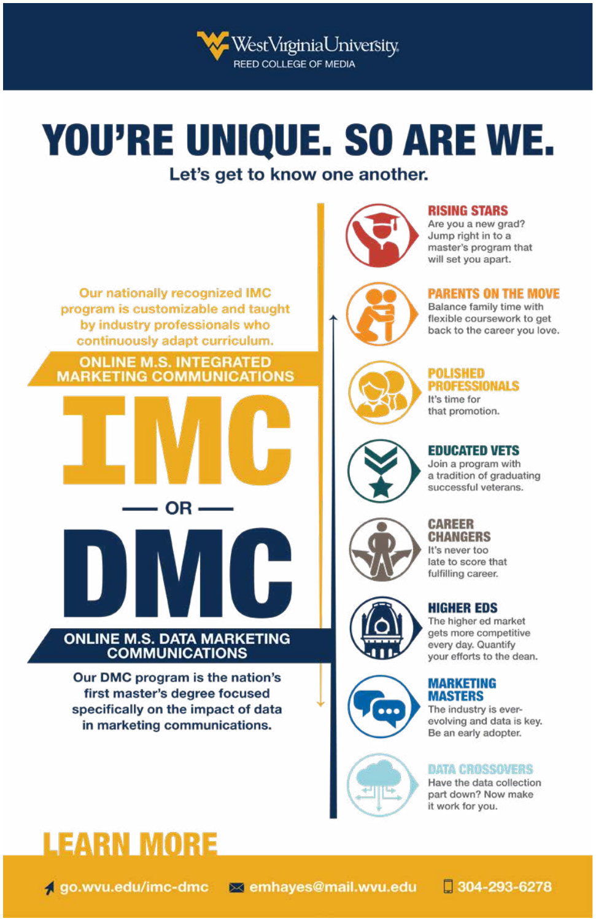West Virginia University
REED COLLEGE OF MEDIA

# YOU'RE UNIQUE. SO ARE WE.

## Let's get to know one another.

Our nationally recognized IMC program is customizable and taught by industry professionals who continuously adapt curriculum.

**ONLINE M.S. INTEGRATED MARKETING COMMUNICATIONS**

# IMC

— OR —

# DMC

**ONLINE M.S. DATA MARKETING COMMUNICATIONS**

Our DMC program is the nation's first master's degree focused specifically on the impact of data in marketing communications.

### RISING STARS

Are you a new grad? Jump right in to a master's program that will set you apart.

### PARENTS ON THE MOVE

Balance family time with flexible coursework to get back to the career you love.

### POLISHED PROFESSIONALS

It's time for that promotion.

### EDUCATED VETS

Join a program with a tradition of graduating successful veterans.

### CAREER CHANGERS

It's never too late to score that fulfilling career.

### HIGHER EDS

The higher ed market gets more competitive every day. Quantify your efforts to the dean.

### MARKETING MASTERS

The industry is ever-evolving and data is key. Be an early adopter.

### DATA CROSSOVERS

Have the data collection part down? Now make it work for you.

## LEARN MORE

go.wvu.edu/imc-dmc | emhayes@mail.wvu.edu | 304-293-6278